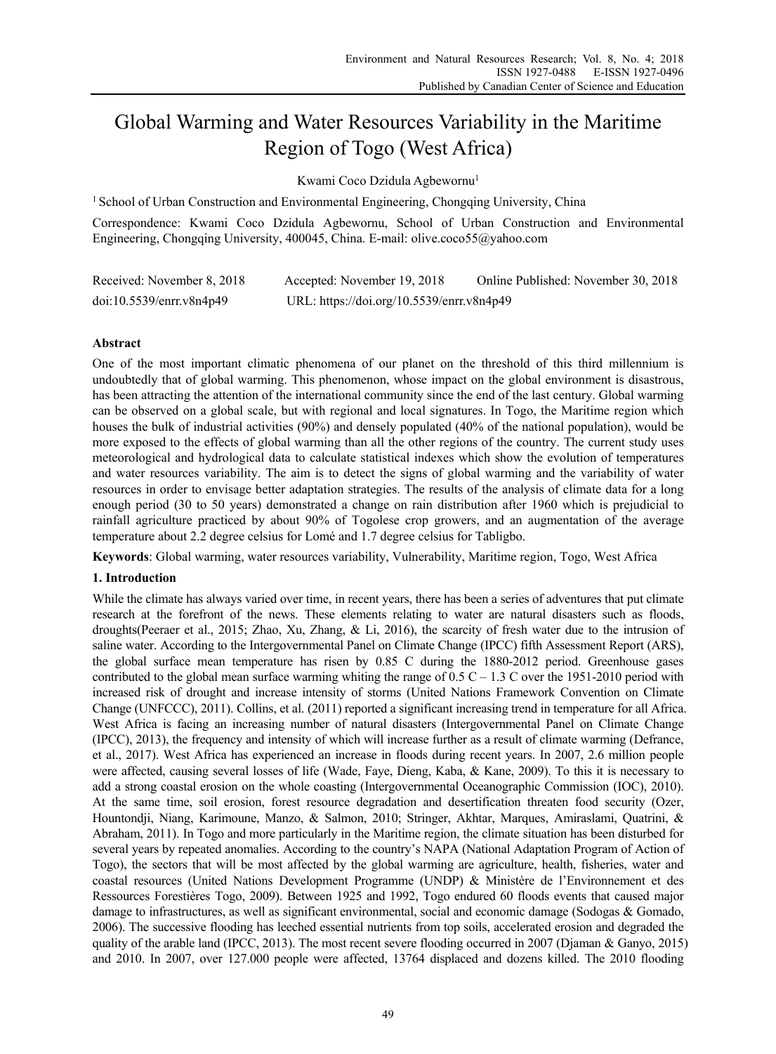# Global Warming and Water Resources Variability in the Maritime Region of Togo (West Africa)

Kwami Coco Dzidula Agbewornu[1]

[1] School of Urban Construction and Environmental Engineering, Chongqing University, China

Correspondence: Kwami Coco Dzidula Agbewornu, School of Urban Construction and Environmental Engineering, Chongqing University, 400045, China. E-mail: olive.coco55@yahoo.com

Received: November 8, 2018 Accepted: November 19, 2018 Online Published: November 30, 2018

doi:10.5539/enrr.v8n4p49 URL: https://doi.org/10.5539/enrr.v8n4p49

## Abstract

One of the most important climatic phenomena of our planet on the threshold of this third millennium is undoubtedly that of global warming. This phenomenon, whose impact on the global environment is disastrous, has been attracting the attention of the international community since the end of the last century. Global warming can be observed on a global scale, but with regional and local signatures. In Togo, the Maritime region which houses the bulk of industrial activities (90%) and densely populated (40% of the national population), would be more exposed to the effects of global warming than all the other regions of the country. The current study uses meteorological and hydrological data to calculate statistical indexes which show the evolution of temperatures and water resources variability. The aim is to detect the signs of global warming and the variability of water resources in order to envisage better adaptation strategies. The results of the analysis of climate data for a long enough period (30 to 50 years) demonstrated a change on rain distribution after 1960 which is prejudicial to rainfall agriculture practiced by about 90% of Togolese crop growers, and an augmentation of the average temperature about 2.2 degree celsius for Lomé and 1.7 degree celsius for Tabligbo.

**Keywords**: Global warming, water resources variability, Vulnerability, Maritime region, Togo, West Africa

## 1. Introduction

While the climate has always varied over time, in recent years, there has been a series of adventures that put climate research at the forefront of the news. These elements relating to water are natural disasters such as floods, droughts(Peeraer et al., 2015; Zhao, Xu, Zhang, & Li, 2016), the scarcity of fresh water due to the intrusion of saline water. According to the Intergovernmental Panel on Climate Change (IPCC) fifth Assessment Report (ARS), the global surface mean temperature has risen by 0.85 C during the 1880-2012 period. Greenhouse gases contributed to the global mean surface warming whiting the range of 0.5 C – 1.3 C over the 1951-2010 period with increased risk of drought and increase intensity of storms (United Nations Framework Convention on Climate Change (UNFCCC), 2011). Collins, et al. (2011) reported a significant increasing trend in temperature for all Africa. West Africa is facing an increasing number of natural disasters (Intergovernmental Panel on Climate Change (IPCC), 2013), the frequency and intensity of which will increase further as a result of climate warming (Defrance, et al., 2017). West Africa has experienced an increase in floods during recent years. In 2007, 2.6 million people were affected, causing several losses of life (Wade, Faye, Dieng, Kaba, & Kane, 2009). To this it is necessary to add a strong coastal erosion on the whole coasting (Intergovernmental Oceanographic Commission (IOC), 2010). At the same time, soil erosion, forest resource degradation and desertification threaten food security (Ozer, Hountondji, Niang, Karimoune, Manzo, & Salmon, 2010; Stringer, Akhtar, Marques, Amiraslami, Quatrini, & Abraham, 2011). In Togo and more particularly in the Maritime region, the climate situation has been disturbed for several years by repeated anomalies. According to the country's NAPA (National Adaptation Program of Action of Togo), the sectors that will be most affected by the global warming are agriculture, health, fisheries, water and coastal resources (United Nations Development Programme (UNDP) & Ministère de l'Environnement et des Ressources Forestières Togo, 2009). Between 1925 and 1992, Togo endured 60 floods events that caused major damage to infrastructures, as well as significant environmental, social and economic damage (Sodogas & Gomado, 2006). The successive flooding has leeched essential nutrients from top soils, accelerated erosion and degraded the quality of the arable land (IPCC, 2013). The most recent severe flooding occurred in 2007 (Djaman & Ganyo, 2015) and 2010. In 2007, over 127.000 people were affected, 13764 displaced and dozens killed. The 2010 flooding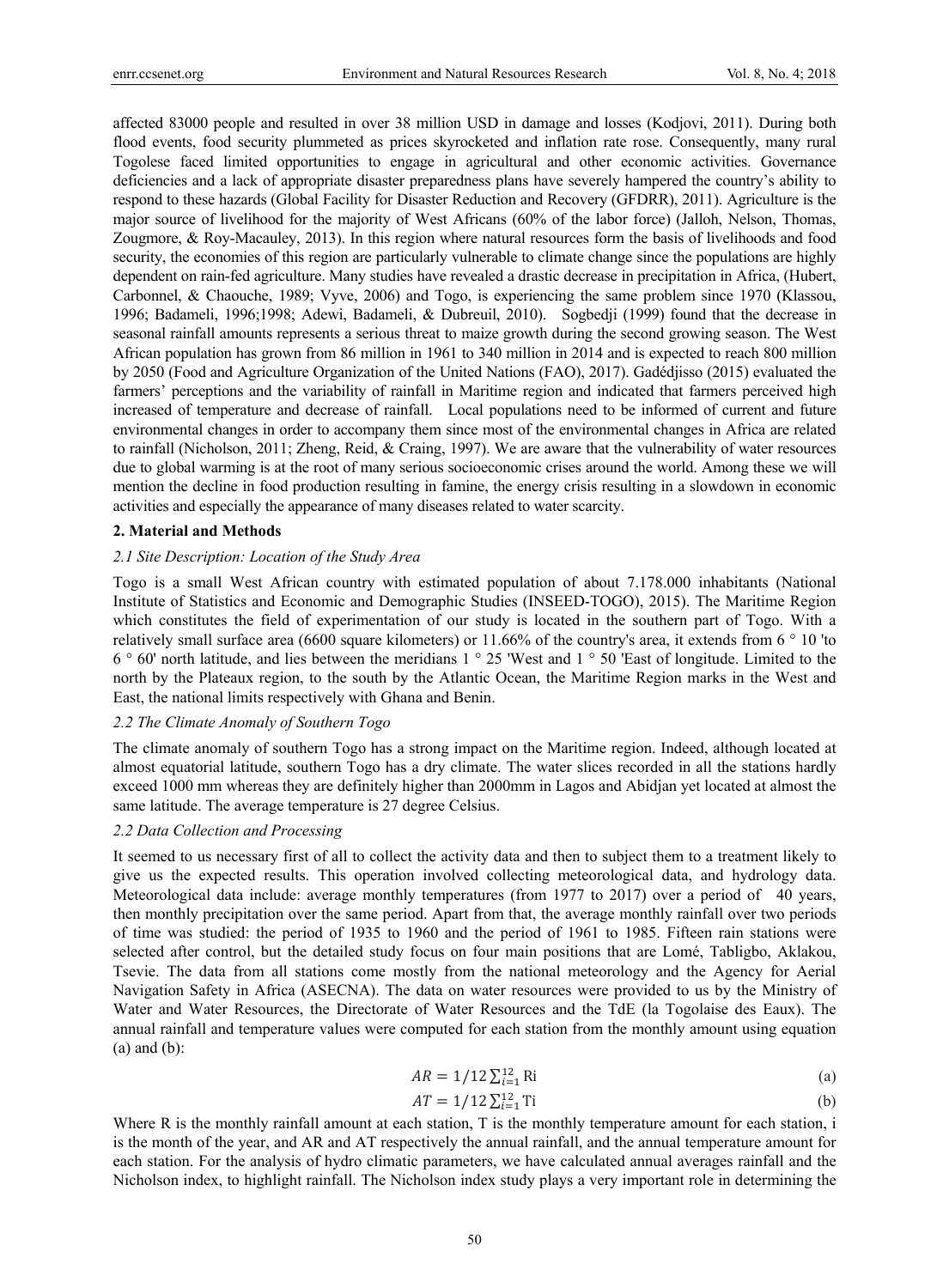affected 83000 people and resulted in over 38 million USD in damage and losses (Kodjovi, 2011). During both flood events, food security plummeted as prices skyrocketed and inflation rate rose. Consequently, many rural Togolese faced limited opportunities to engage in agricultural and other economic activities. Governance deficiencies and a lack of appropriate disaster preparedness plans have severely hampered the country's ability to respond to these hazards (Global Facility for Disaster Reduction and Recovery (GFDRR), 2011). Agriculture is the major source of livelihood for the majority of West Africans (60% of the labor force) (Jalloh, Nelson, Thomas, Zougmore, & Roy-Macauley, 2013). In this region where natural resources form the basis of livelihoods and food security, the economies of this region are particularly vulnerable to climate change since the populations are highly dependent on rain-fed agriculture. Many studies have revealed a drastic decrease in precipitation in Africa, (Hubert, Carbonnel, & Chaouche, 1989; Vyve, 2006) and Togo, is experiencing the same problem since 1970 (Klassou, 1996; Badameli, 1996;1998; Adewi, Badameli, & Dubreuil, 2010). Sogbedji (1999) found that the decrease in seasonal rainfall amounts represents a serious threat to maize growth during the second growing season. The West African population has grown from 86 million in 1961 to 340 million in 2014 and is expected to reach 800 million by 2050 (Food and Agriculture Organization of the United Nations (FAO), 2017). Gadédjisso (2015) evaluated the farmers' perceptions and the variability of rainfall in Maritime region and indicated that farmers perceived high increased of temperature and decrease of rainfall. Local populations need to be informed of current and future environmental changes in order to accompany them since most of the environmental changes in Africa are related to rainfall (Nicholson, 2011; Zheng, Reid, & Craing, 1997). We are aware that the vulnerability of water resources due to global warming is at the root of many serious socioeconomic crises around the world. Among these we will mention the decline in food production resulting in famine, the energy crisis resulting in a slowdown in economic activities and especially the appearance of many diseases related to water scarcity.

## 2. Material and Methods

### *2.1 Site Description: Location of the Study Area*

Togo is a small West African country with estimated population of about 7.178.000 inhabitants (National Institute of Statistics and Economic and Demographic Studies (INSEED-TOGO), 2015). The Maritime Region which constitutes the field of experimentation of our study is located in the southern part of Togo. With a relatively small surface area (6600 square kilometers) or 11.66% of the country's area, it extends from 6 ° 10 'to 6 ° 60' north latitude, and lies between the meridians 1 ° 25 'West and 1 ° 50 'East of longitude. Limited to the north by the Plateaux region, to the south by the Atlantic Ocean, the Maritime Region marks in the West and East, the national limits respectively with Ghana and Benin.

### *2.2 The Climate Anomaly of Southern Togo*

The climate anomaly of southern Togo has a strong impact on the Maritime region. Indeed, although located at almost equatorial latitude, southern Togo has a dry climate. The water slices recorded in all the stations hardly exceed 1000 mm whereas they are definitely higher than 2000mm in Lagos and Abidjan yet located at almost the same latitude. The average temperature is 27 degree Celsius.

### *2.2 Data Collection and Processing*

It seemed to us necessary first of all to collect the activity data and then to subject them to a treatment likely to give us the expected results. This operation involved collecting meteorological data, and hydrology data. Meteorological data include: average monthly temperatures (from 1977 to 2017) over a period of 40 years, then monthly precipitation over the same period. Apart from that, the average monthly rainfall over two periods of time was studied: the period of 1935 to 1960 and the period of 1961 to 1985. Fifteen rain stations were selected after control, but the detailed study focus on four main positions that are Lomé, Tabligbo, Aklakou, Tsevie. The data from all stations come mostly from the national meteorology and the Agency for Aerial Navigation Safety in Africa (ASECNA). The data on water resources were provided to us by the Ministry of Water and Water Resources, the Directorate of Water Resources and the TdE (la Togolaise des Eaux). The annual rainfall and temperature values were computed for each station from the monthly amount using equation (a) and (b):

$$AR = 1/12 \sum_{i=1}^{12} \mathrm{Ri} \tag{a}$$

$$AT = 1/12 \sum_{i=1}^{12} \mathrm{Ti} \tag{b}$$

Where R is the monthly rainfall amount at each station, T is the monthly temperature amount for each station, i is the month of the year, and AR and AT respectively the annual rainfall, and the annual temperature amount for each station. For the analysis of hydro climatic parameters, we have calculated annual averages rainfall and the Nicholson index, to highlight rainfall. The Nicholson index study plays a very important role in determining the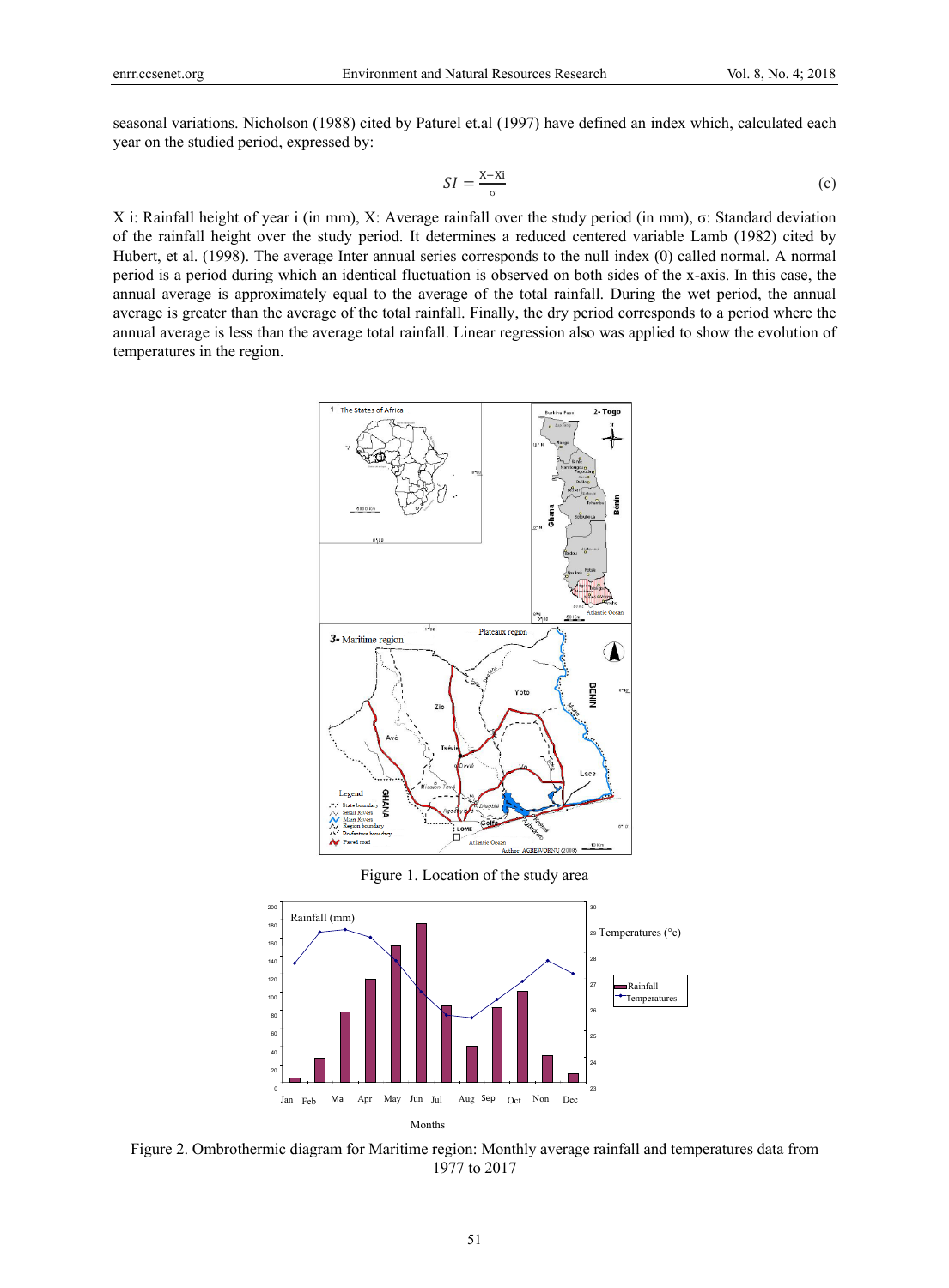seasonal variations. Nicholson (1988) cited by Paturel et.al (1997) have defined an index which, calculated each year on the studied period, expressed by:

$$SI = \frac{X - Xi}{\sigma} \qquad \text{(c)}$$

X i: Rainfall height of year i (in mm), X: Average rainfall over the study period (in mm), σ: Standard deviation of the rainfall height over the study period. It determines a reduced centered variable Lamb (1982) cited by Hubert, et al. (1998). The average Inter annual series corresponds to the null index (0) called normal. A normal period is a period during which an identical fluctuation is observed on both sides of the x-axis. In this case, the annual average is approximately equal to the average of the total rainfall. During the wet period, the annual average is greater than the average of the total rainfall. Finally, the dry period corresponds to a period where the annual average is less than the average total rainfall. Linear regression also was applied to show the evolution of temperatures in the region.

Figure 1. Location of the study area

Figure 2. Ombrothermic diagram for Maritime region: Monthly average rainfall and temperatures data from 1977 to 2017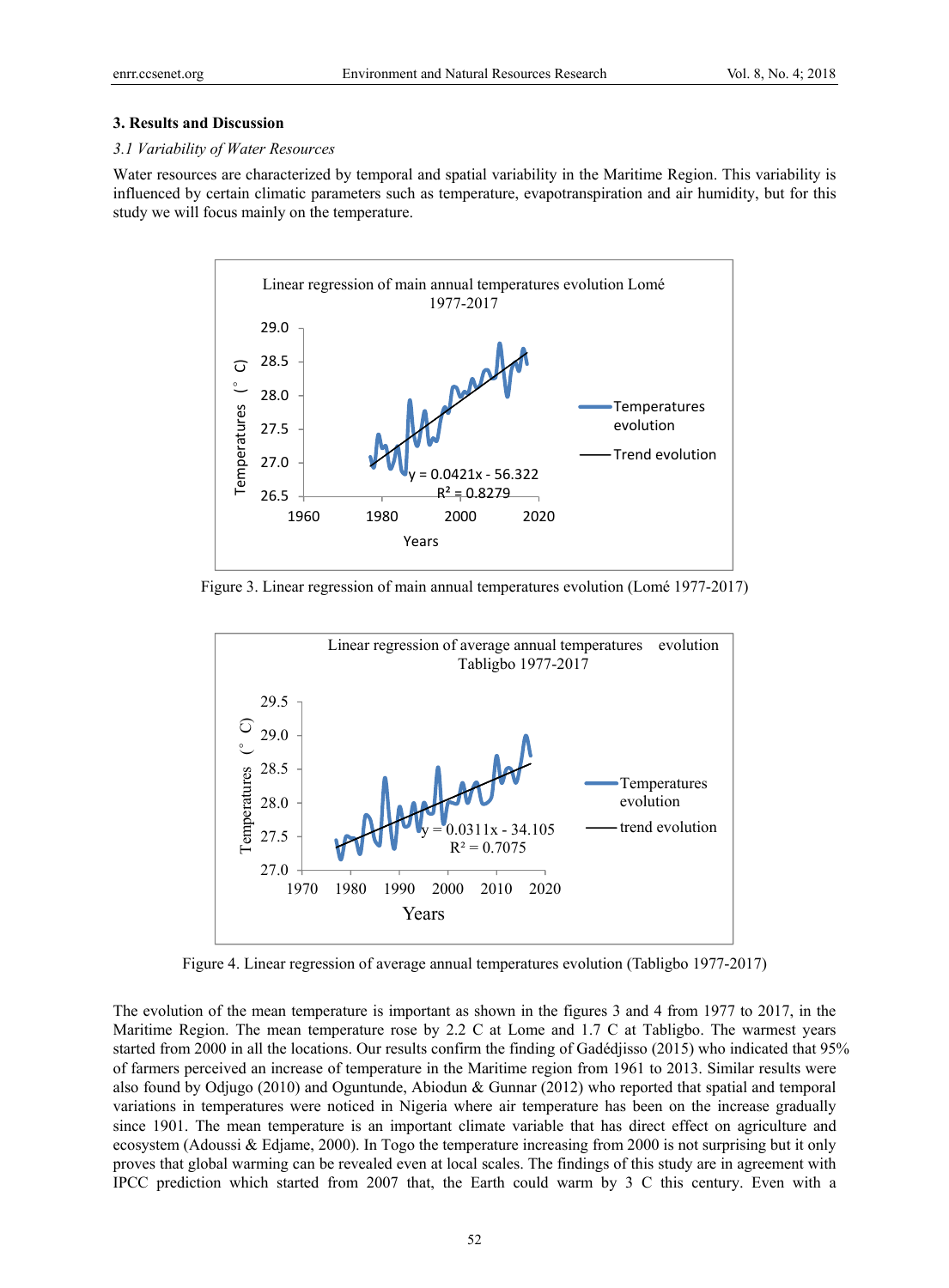## 3. Results and Discussion

### *3.1 Variability of Water Resources*

Water resources are characterized by temporal and spatial variability in the Maritime Region. This variability is influenced by certain climatic parameters such as temperature, evapotranspiration and air humidity, but for this study we will focus mainly on the temperature.

Figure 3. Linear regression of main annual temperatures evolution (Lomé 1977-2017)

Figure 4. Linear regression of average annual temperatures evolution (Tabligbo 1977-2017)

The evolution of the mean temperature is important as shown in the figures 3 and 4 from 1977 to 2017, in the Maritime Region. The mean temperature rose by 2.2 C at Lome and 1.7 C at Tabligbo. The warmest years started from 2000 in all the locations. Our results confirm the finding of Gadédjisso (2015) who indicated that 95% of farmers perceived an increase of temperature in the Maritime region from 1961 to 2013. Similar results were also found by Odjugo (2010) and Oguntunde, Abiodun & Gunnar (2012) who reported that spatial and temporal variations in temperatures were noticed in Nigeria where air temperature has been on the increase gradually since 1901. The mean temperature is an important climate variable that has direct effect on agriculture and ecosystem (Adoussi & Edjame, 2000). In Togo the temperature increasing from 2000 is not surprising but it only proves that global warming can be revealed even at local scales. The findings of this study are in agreement with IPCC prediction which started from 2007 that, the Earth could warm by 3 C this century. Even with a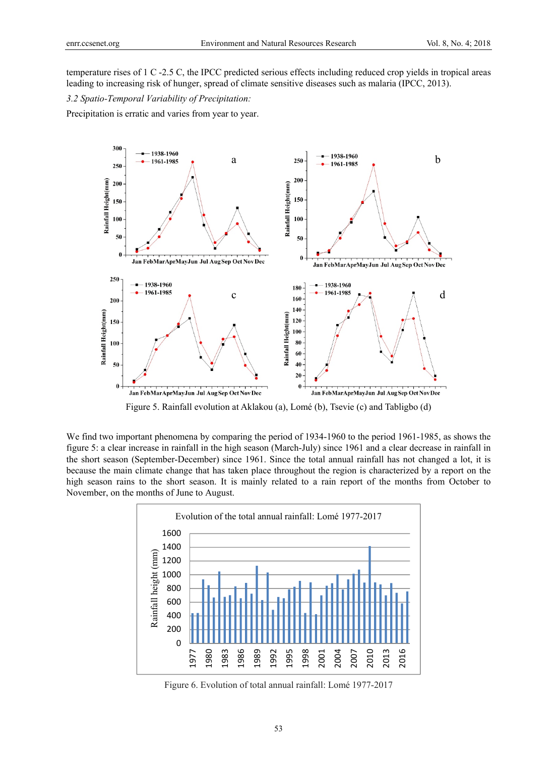temperature rises of 1 C -2.5 C, the IPCC predicted serious effects including reduced crop yields in tropical areas leading to increasing risk of hunger, spread of climate sensitive diseases such as malaria (IPCC, 2013).

*3.2 Spatio-Temporal Variability of Precipitation:*

Precipitation is erratic and varies from year to year.

Figure 5. Rainfall evolution at Aklakou (a), Lomé (b), Tsevie (c) and Tabligbo (d)

We find two important phenomena by comparing the period of 1934-1960 to the period 1961-1985, as shows the figure 5: a clear increase in rainfall in the high season (March-July) since 1961 and a clear decrease in rainfall in the short season (September-December) since 1961. Since the total annual rainfall has not changed a lot, it is because the main climate change that has taken place throughout the region is characterized by a report on the high season rains to the short season. It is mainly related to a rain report of the months from October to November, on the months of June to August.

Figure 6. Evolution of total annual rainfall: Lomé 1977-2017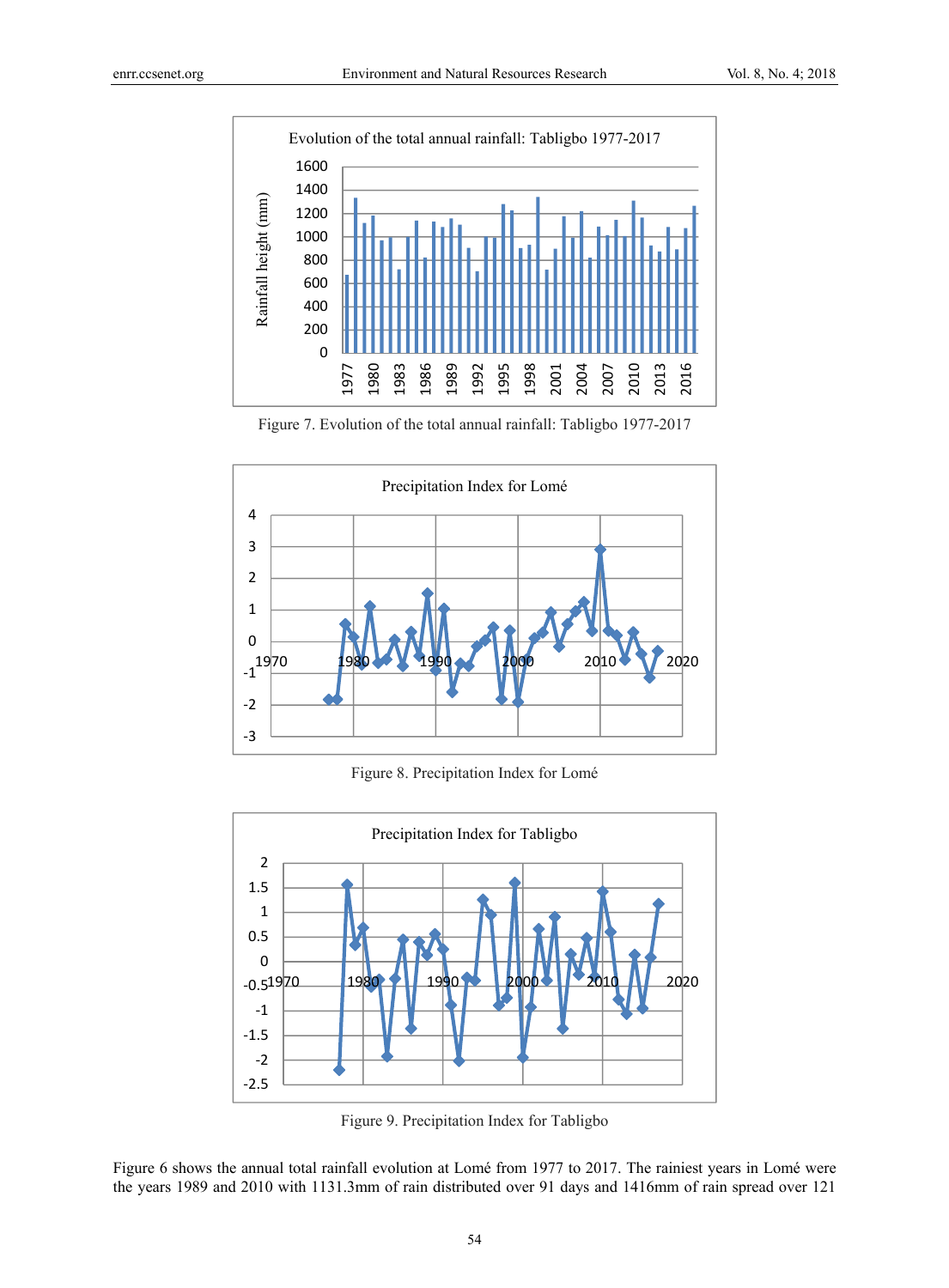Figure 7. Evolution of the total annual rainfall: Tabligbo 1977-2017

Figure 8. Precipitation Index for Lomé

Figure 9. Precipitation Index for Tabligbo

Figure 6 shows the annual total rainfall evolution at Lomé from 1977 to 2017. The rainiest years in Lomé were the years 1989 and 2010 with 1131.3mm of rain distributed over 91 days and 1416mm of rain spread over 121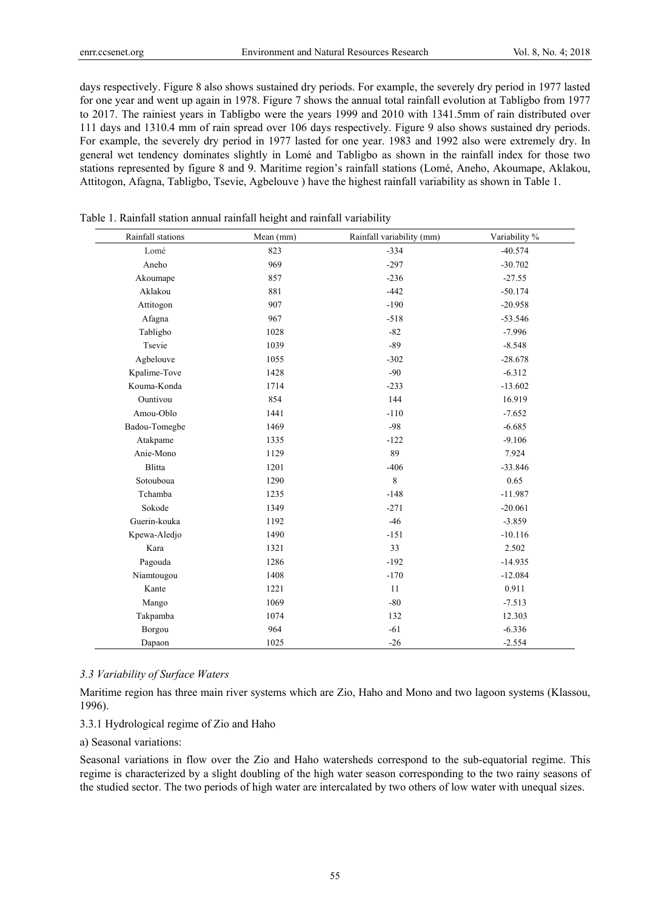days respectively. Figure 8 also shows sustained dry periods. For example, the severely dry period in 1977 lasted for one year and went up again in 1978. Figure 7 shows the annual total rainfall evolution at Tabligbo from 1977 to 2017. The rainiest years in Tabligbo were the years 1999 and 2010 with 1341.5mm of rain distributed over 111 days and 1310.4 mm of rain spread over 106 days respectively. Figure 9 also shows sustained dry periods. For example, the severely dry period in 1977 lasted for one year. 1983 and 1992 also were extremely dry. In general wet tendency dominates slightly in Lomé and Tabligbo as shown in the rainfall index for those two stations represented by figure 8 and 9. Maritime region's rainfall stations (Lomé, Aneho, Akoumape, Aklakou, Attitogon, Afagna, Tabligbo, Tsevie, Agbelouve ) have the highest rainfall variability as shown in Table 1.

Table 1. Rainfall station annual rainfall height and rainfall variability

| Rainfall stations | Mean (mm) | Rainfall variability (mm) | Variability % |
|---|---|---|---|
| Lomé | 823 | -334 | -40.574 |
| Aneho | 969 | -297 | -30.702 |
| Akoumape | 857 | -236 | -27.55 |
| Aklakou | 881 | -442 | -50.174 |
| Attitogon | 907 | -190 | -20.958 |
| Afagna | 967 | -518 | -53.546 |
| Tabligbo | 1028 | -82 | -7.996 |
| Tsevie | 1039 | -89 | -8.548 |
| Agbelouve | 1055 | -302 | -28.678 |
| Kpalime-Tove | 1428 | -90 | -6.312 |
| Kouma-Konda | 1714 | -233 | -13.602 |
| Ountivou | 854 | 144 | 16.919 |
| Amou-Oblo | 1441 | -110 | -7.652 |
| Badou-Tomegbe | 1469 | -98 | -6.685 |
| Atakpame | 1335 | -122 | -9.106 |
| Anie-Mono | 1129 | 89 | 7.924 |
| Blitta | 1201 | -406 | -33.846 |
| Sotouboua | 1290 | 8 | 0.65 |
| Tchamba | 1235 | -148 | -11.987 |
| Sokode | 1349 | -271 | -20.061 |
| Guerin-kouka | 1192 | -46 | -3.859 |
| Kpewa-Aledjo | 1490 | -151 | -10.116 |
| Kara | 1321 | 33 | 2.502 |
| Pagouda | 1286 | -192 | -14.935 |
| Niamtougou | 1408 | -170 | -12.084 |
| Kante | 1221 | 11 | 0.911 |
| Mango | 1069 | -80 | -7.513 |
| Takpamba | 1074 | 132 | 12.303 |
| Borgou | 964 | -61 | -6.336 |
| Dapaon | 1025 | -26 | -2.554 |

### *3.3 Variability of Surface Waters*

Maritime region has three main river systems which are Zio, Haho and Mono and two lagoon systems (Klassou, 1996).

#### 3.3.1 Hydrological regime of Zio and Haho

a) Seasonal variations:

Seasonal variations in flow over the Zio and Haho watersheds correspond to the sub-equatorial regime. This regime is characterized by a slight doubling of the high water season corresponding to the two rainy seasons of the studied sector. The two periods of high water are intercalated by two others of low water with unequal sizes.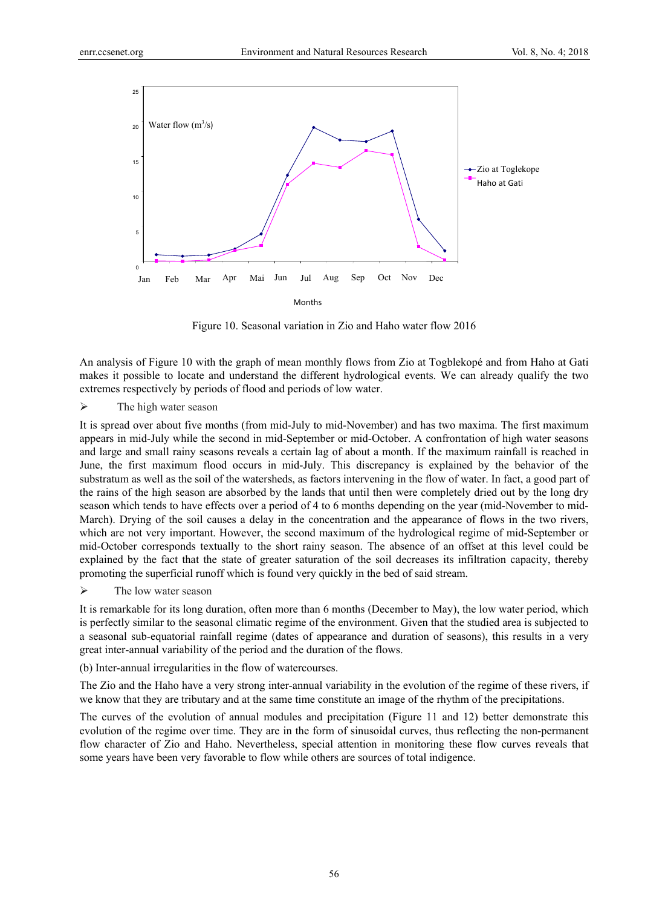Figure 10. Seasonal variation in Zio and Haho water flow 2016

An analysis of Figure 10 with the graph of mean monthly flows from Zio at Togblekopé and from Haho at Gati makes it possible to locate and understand the different hydrological events. We can already qualify the two extremes respectively by periods of flood and periods of low water.

- The high water season

It is spread over about five months (from mid-July to mid-November) and has two maxima. The first maximum appears in mid-July while the second in mid-September or mid-October. A confrontation of high water seasons and large and small rainy seasons reveals a certain lag of about a month. If the maximum rainfall is reached in June, the first maximum flood occurs in mid-July. This discrepancy is explained by the behavior of the substratum as well as the soil of the watersheds, as factors intervening in the flow of water. In fact, a good part of the rains of the high season are absorbed by the lands that until then were completely dried out by the long dry season which tends to have effects over a period of 4 to 6 months depending on the year (mid-November to mid-March). Drying of the soil causes a delay in the concentration and the appearance of flows in the two rivers, which are not very important. However, the second maximum of the hydrological regime of mid-September or mid-October corresponds textually to the short rainy season. The absence of an offset at this level could be explained by the fact that the state of greater saturation of the soil decreases its infiltration capacity, thereby promoting the superficial runoff which is found very quickly in the bed of said stream.

- The low water season

It is remarkable for its long duration, often more than 6 months (December to May), the low water period, which is perfectly similar to the seasonal climatic regime of the environment. Given that the studied area is subjected to a seasonal sub-equatorial rainfall regime (dates of appearance and duration of seasons), this results in a very great inter-annual variability of the period and the duration of the flows.

(b) Inter-annual irregularities in the flow of watercourses.

The Zio and the Haho have a very strong inter-annual variability in the evolution of the regime of these rivers, if we know that they are tributary and at the same time constitute an image of the rhythm of the precipitations.

The curves of the evolution of annual modules and precipitation (Figure 11 and 12) better demonstrate this evolution of the regime over time. They are in the form of sinusoidal curves, thus reflecting the non-permanent flow character of Zio and Haho. Nevertheless, special attention in monitoring these flow curves reveals that some years have been very favorable to flow while others are sources of total indigence.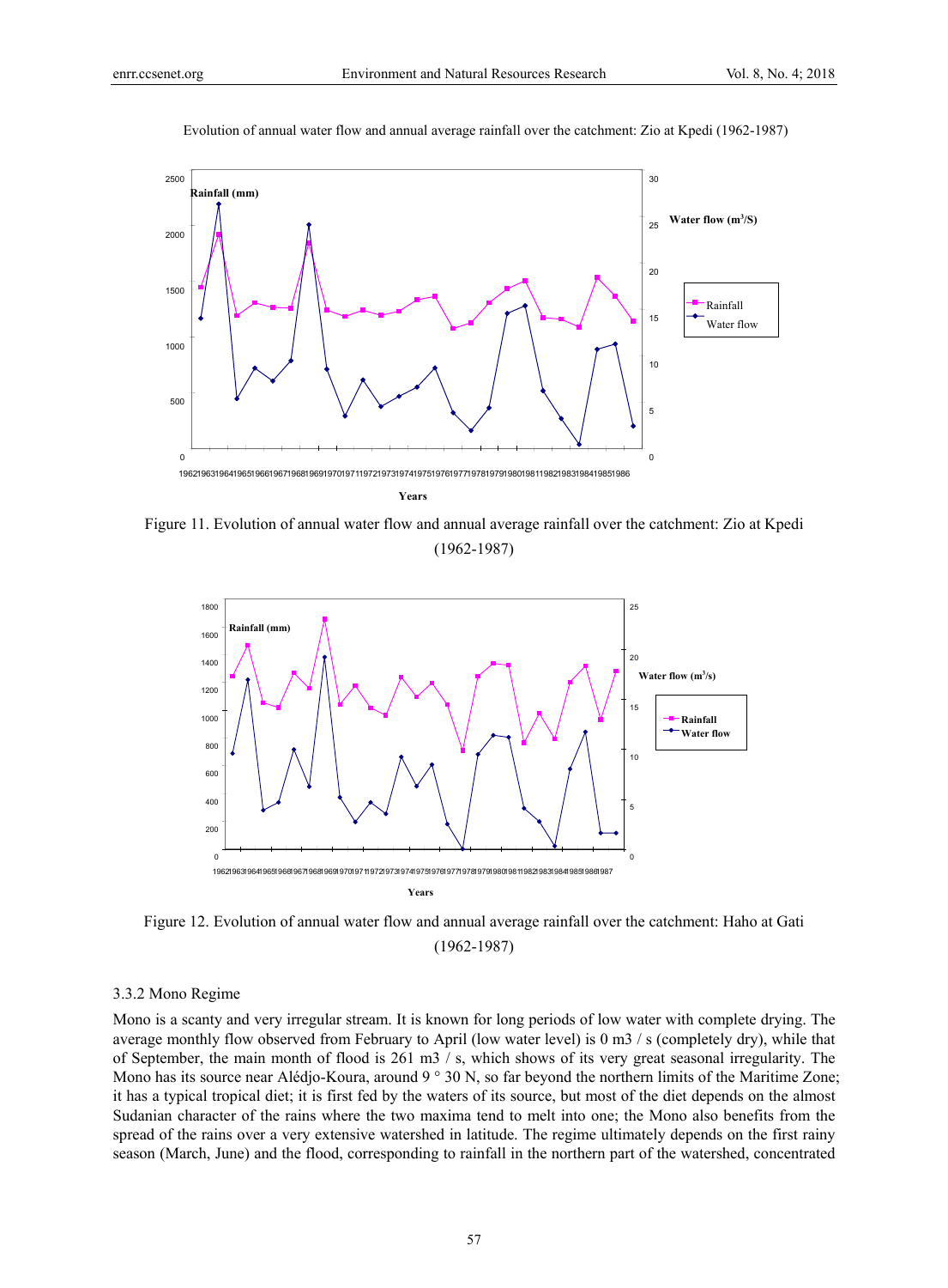Evolution of annual water flow and annual average rainfall over the catchment: Zio at Kpedi (1962-1987)

Figure 11. Evolution of annual water flow and annual average rainfall over the catchment: Zio at Kpedi (1962-1987)

Figure 12. Evolution of annual water flow and annual average rainfall over the catchment: Haho at Gati (1962-1987)

### 3.3.2 Mono Regime

Mono is a scanty and very irregular stream. It is known for long periods of low water with complete drying. The average monthly flow observed from February to April (low water level) is 0 m3 / s (completely dry), while that of September, the main month of flood is 261 m3 / s, which shows of its very great seasonal irregularity. The Mono has its source near Alédjo-Koura, around 9 ° 30 N, so far beyond the northern limits of the Maritime Zone; it has a typical tropical diet; it is first fed by the waters of its source, but most of the diet depends on the almost Sudanian character of the rains where the two maxima tend to melt into one; the Mono also benefits from the spread of the rains over a very extensive watershed in latitude. The regime ultimately depends on the first rainy season (March, June) and the flood, corresponding to rainfall in the northern part of the watershed, concentrated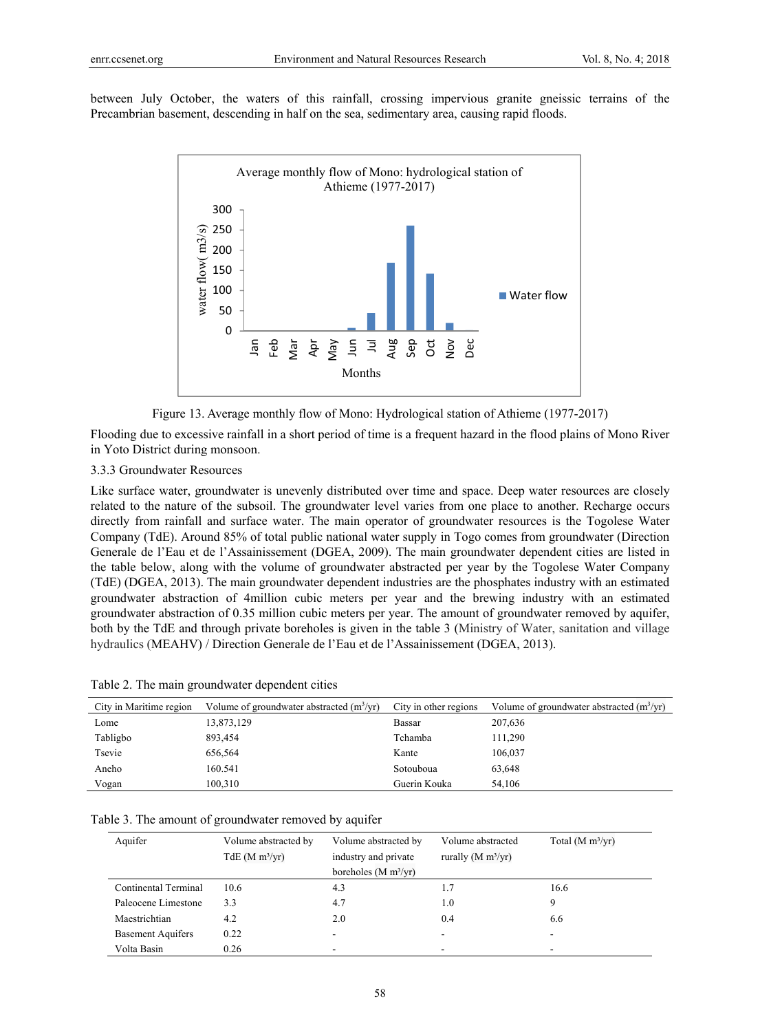between July October, the waters of this rainfall, crossing impervious granite gneissic terrains of the Precambrian basement, descending in half on the sea, sedimentary area, causing rapid floods.

Figure 13. Average monthly flow of Mono: Hydrological station of Athieme (1977-2017)

Flooding due to excessive rainfall in a short period of time is a frequent hazard in the flood plains of Mono River in Yoto District during monsoon.

### 3.3.3 Groundwater Resources

Like surface water, groundwater is unevenly distributed over time and space. Deep water resources are closely related to the nature of the subsoil. The groundwater level varies from one place to another. Recharge occurs directly from rainfall and surface water. The main operator of groundwater resources is the Togolese Water Company (TdE). Around 85% of total public national water supply in Togo comes from groundwater (Direction Generale de l'Eau et de l'Assainissement (DGEA, 2009). The main groundwater dependent cities are listed in the table below, along with the volume of groundwater abstracted per year by the Togolese Water Company (TdE) (DGEA, 2013). The main groundwater dependent industries are the phosphates industry with an estimated groundwater abstraction of 4million cubic meters per year and the brewing industry with an estimated groundwater abstraction of 0.35 million cubic meters per year. The amount of groundwater removed by aquifer, both by the TdE and through private boreholes is given in the table 3 (Ministry of Water, sanitation and village hydraulics (MEAHV) / Direction Generale de l'Eau et de l'Assainissement (DGEA, 2013).

Table 2. The main groundwater dependent cities

| City in Maritime region | Volume of groundwater abstracted ($m^3$/yr) | City in other regions | Volume of groundwater abstracted ($m^3$/yr) |
|---|---|---|---|
| Lome | 13,873,129 | Bassar | 207,636 |
| Tabligbo | 893,454 | Tchamba | 111,290 |
| Tsevie | 656,564 | Kante | 106,037 |
| Aneho | 160.541 | Sotouboua | 63,648 |
| Vogan | 100,310 | Guerin Kouka | 54,106 |

Table 3. The amount of groundwater removed by aquifer

| Aquifer | Volume abstracted by TdE (M $m^3$/yr) | Volume abstracted by industry and private boreholes (M $m^3$/yr) | Volume abstracted rurally (M $m^3$/yr) | Total (M $m^3$/yr) |
|---|---|---|---|---|
| Continental Terminal | 10.6 | 4.3 | 1.7 | 16.6 |
| Paleocene Limestone | 3.3 | 4.7 | 1.0 | 9 |
| Maestrichtian | 4.2 | 2.0 | 0.4 | 6.6 |
| Basement Aquifers | 0.22 | - | - | - |
| Volta Basin | 0.26 | - | - | - |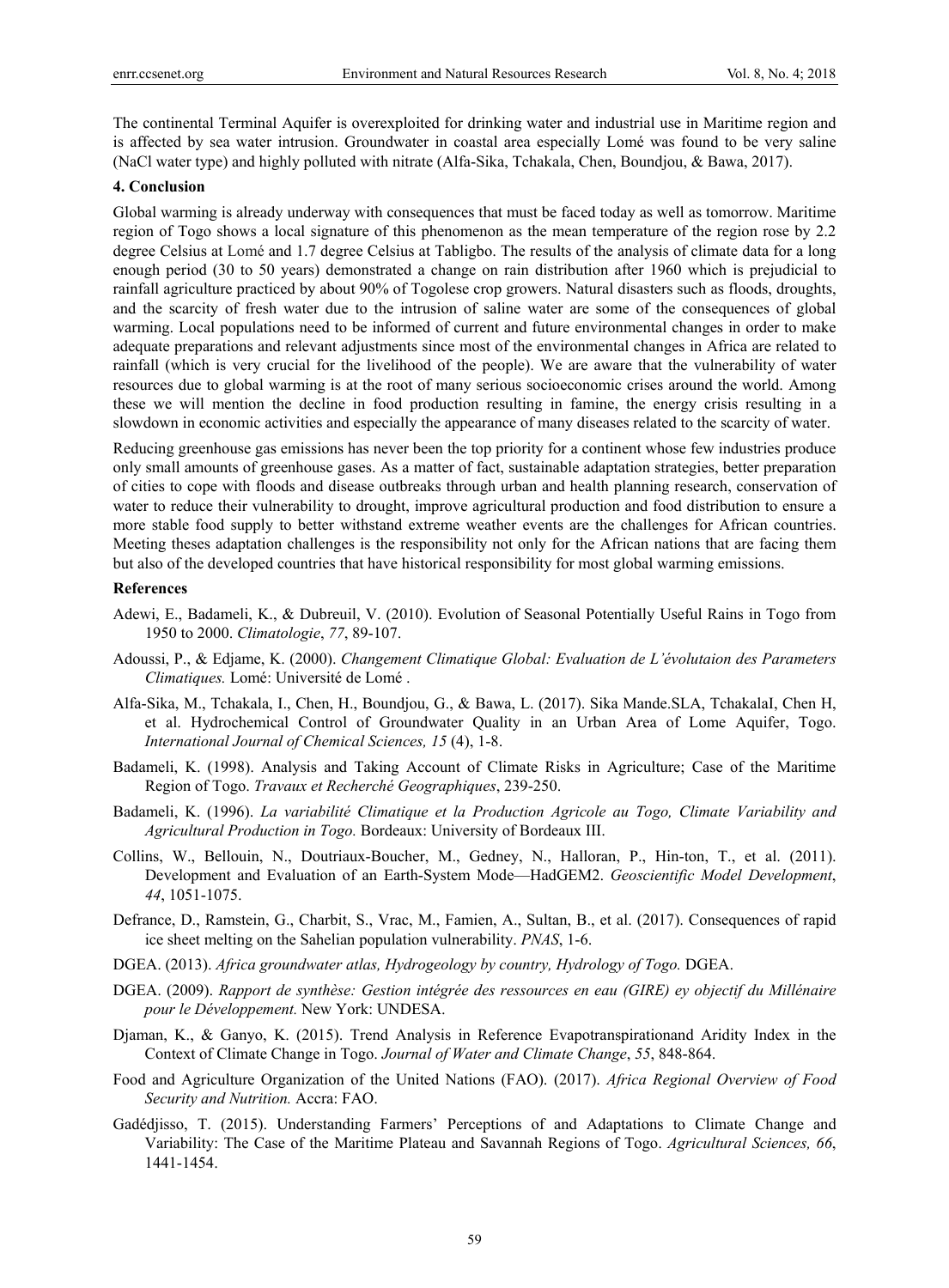The continental Terminal Aquifer is overexploited for drinking water and industrial use in Maritime region and is affected by sea water intrusion. Groundwater in coastal area especially Lomé was found to be very saline (NaCl water type) and highly polluted with nitrate (Alfa-Sika, Tchakala, Chen, Boundjou, & Bawa, 2017).

## 4. Conclusion

Global warming is already underway with consequences that must be faced today as well as tomorrow. Maritime region of Togo shows a local signature of this phenomenon as the mean temperature of the region rose by 2.2 degree Celsius at Lomé and 1.7 degree Celsius at Tabligbo. The results of the analysis of climate data for a long enough period (30 to 50 years) demonstrated a change on rain distribution after 1960 which is prejudicial to rainfall agriculture practiced by about 90% of Togolese crop growers. Natural disasters such as floods, droughts, and the scarcity of fresh water due to the intrusion of saline water are some of the consequences of global warming. Local populations need to be informed of current and future environmental changes in order to make adequate preparations and relevant adjustments since most of the environmental changes in Africa are related to rainfall (which is very crucial for the livelihood of the people). We are aware that the vulnerability of water resources due to global warming is at the root of many serious socioeconomic crises around the world. Among these we will mention the decline in food production resulting in famine, the energy crisis resulting in a slowdown in economic activities and especially the appearance of many diseases related to the scarcity of water.

Reducing greenhouse gas emissions has never been the top priority for a continent whose few industries produce only small amounts of greenhouse gases. As a matter of fact, sustainable adaptation strategies, better preparation of cities to cope with floods and disease outbreaks through urban and health planning research, conservation of water to reduce their vulnerability to drought, improve agricultural production and food distribution to ensure a more stable food supply to better withstand extreme weather events are the challenges for African countries. Meeting theses adaptation challenges is the responsibility not only for the African nations that are facing them but also of the developed countries that have historical responsibility for most global warming emissions.

## References

Adewi, E., Badameli, K., & Dubreuil, V. (2010). Evolution of Seasonal Potentially Useful Rains in Togo from 1950 to 2000. *Climatologie*, *77*, 89-107.

Adoussi, P., & Edjame, K. (2000). *Changement Climatique Global: Evaluation de L'évolutaion des Parameters Climatiques.* Lomé: Université de Lomé .

Alfa-Sika, M., Tchakala, I., Chen, H., Boundjou, G., & Bawa, L. (2017). Sika Mande.SLA, TchakalaI, Chen H, et al. Hydrochemical Control of Groundwater Quality in an Urban Area of Lome Aquifer, Togo. *International Journal of Chemical Sciences, 15* (4), 1-8.

Badameli, K. (1998). Analysis and Taking Account of Climate Risks in Agriculture; Case of the Maritime Region of Togo. *Travaux et Recherché Geographiques*, 239-250.

Badameli, K. (1996). *La variabilité Climatique et la Production Agricole au Togo, Climate Variability and Agricultural Production in Togo.* Bordeaux: University of Bordeaux III.

Collins, W., Bellouin, N., Doutriaux-Boucher, M., Gedney, N., Halloran, P., Hin-ton, T., et al. (2011). Development and Evaluation of an Earth-System Mode—HadGEM2. *Geoscientific Model Development*, *44*, 1051-1075.

Defrance, D., Ramstein, G., Charbit, S., Vrac, M., Famien, A., Sultan, B., et al. (2017). Consequences of rapid ice sheet melting on the Sahelian population vulnerability. *PNAS*, 1-6.

DGEA. (2013). *Africa groundwater atlas, Hydrogeology by country, Hydrology of Togo.* DGEA.

DGEA. (2009). *Rapport de synthèse: Gestion intégrée des ressources en eau (GIRE) ey objectif du Millénaire pour le Développement.* New York: UNDESA.

Djaman, K., & Ganyo, K. (2015). Trend Analysis in Reference Evapotranspirationand Aridity Index in the Context of Climate Change in Togo. *Journal of Water and Climate Change*, *55*, 848-864.

Food and Agriculture Organization of the United Nations (FAO). (2017). *Africa Regional Overview of Food Security and Nutrition.* Accra: FAO.

Gadédjisso, T. (2015). Understanding Farmers' Perceptions of and Adaptations to Climate Change and Variability: The Case of the Maritime Plateau and Savannah Regions of Togo. *Agricultural Sciences, 66*, 1441-1454.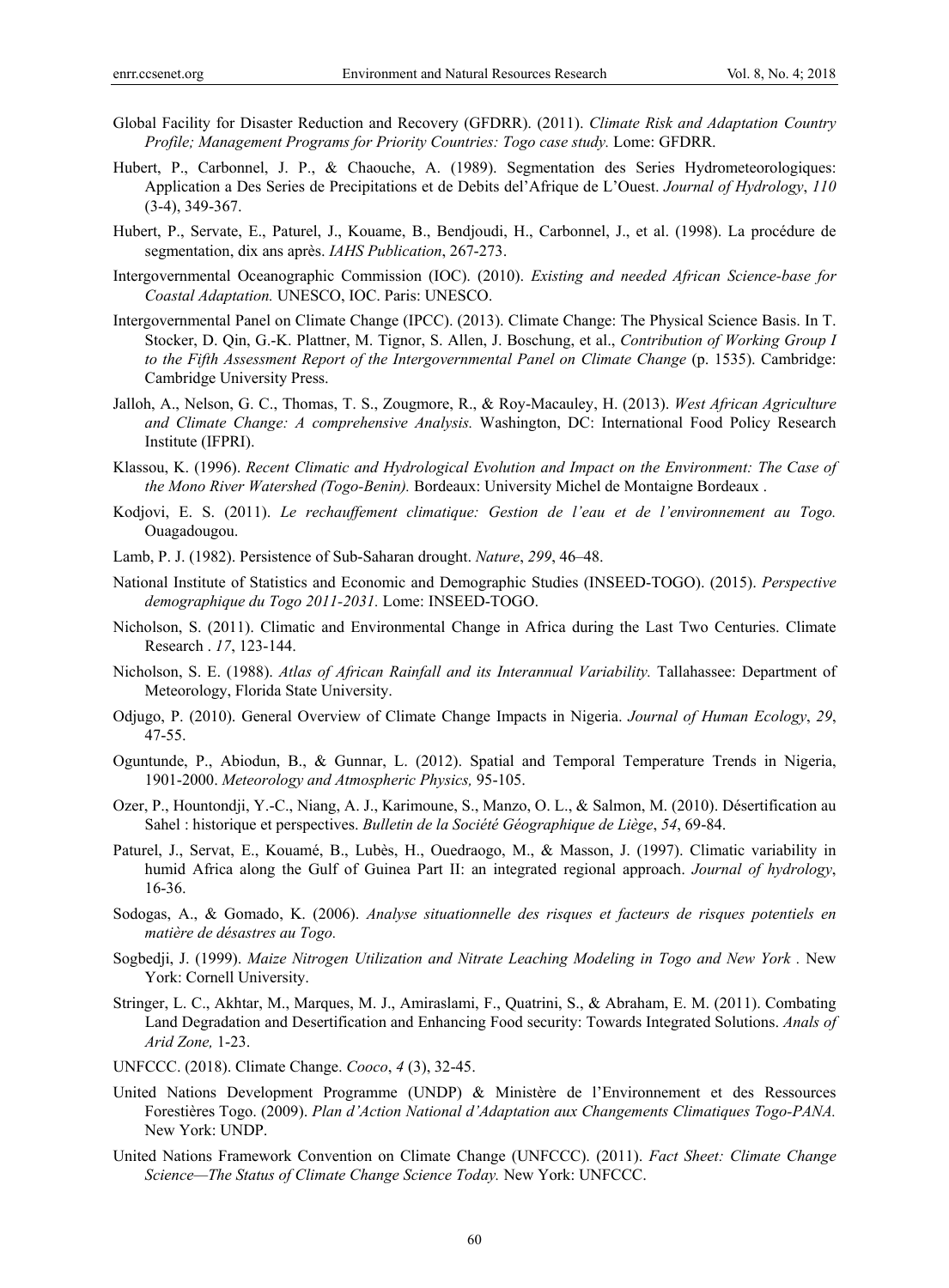Global Facility for Disaster Reduction and Recovery (GFDRR). (2011). *Climate Risk and Adaptation Country Profile; Management Programs for Priority Countries: Togo case study.* Lome: GFDRR.

Hubert, P., Carbonnel, J. P., & Chaouche, A. (1989). Segmentation des Series Hydrometeorologiques: Application a Des Series de Precipitations et de Debits del'Afrique de L'Ouest. *Journal of Hydrology*, *110* (3-4), 349-367.

Hubert, P., Servate, E., Paturel, J., Kouame, B., Bendjoudi, H., Carbonnel, J., et al. (1998). La procédure de segmentation, dix ans après. *IAHS Publication*, 267-273.

Intergovernmental Oceanographic Commission (IOC). (2010). *Existing and needed African Science-base for Coastal Adaptation.* UNESCO, IOC. Paris: UNESCO.

Intergovernmental Panel on Climate Change (IPCC). (2013). Climate Change: The Physical Science Basis. In T. Stocker, D. Qin, G.-K. Plattner, M. Tignor, S. Allen, J. Boschung, et al., *Contribution of Working Group I to the Fifth Assessment Report of the Intergovernmental Panel on Climate Change* (p. 1535). Cambridge: Cambridge University Press.

Jalloh, A., Nelson, G. C., Thomas, T. S., Zougmore, R., & Roy-Macauley, H. (2013). *West African Agriculture and Climate Change: A comprehensive Analysis.* Washington, DC: International Food Policy Research Institute (IFPRI).

Klassou, K. (1996). *Recent Climatic and Hydrological Evolution and Impact on the Environment: The Case of the Mono River Watershed (Togo-Benin).* Bordeaux: University Michel de Montaigne Bordeaux .

Kodjovi, E. S. (2011). *Le rechauffement climatique: Gestion de l'eau et de l'environnement au Togo.* Ouagadougou.

Lamb, P. J. (1982). Persistence of Sub-Saharan drought. *Nature*, *299*, 46–48.

National Institute of Statistics and Economic and Demographic Studies (INSEED-TOGO). (2015). *Perspective demographique du Togo 2011-2031.* Lome: INSEED-TOGO.

Nicholson, S. (2011). Climatic and Environmental Change in Africa during the Last Two Centuries. Climate Research . *17*, 123-144.

Nicholson, S. E. (1988). *Atlas of African Rainfall and its Interannual Variability.* Tallahassee: Department of Meteorology, Florida State University.

Odjugo, P. (2010). General Overview of Climate Change Impacts in Nigeria. *Journal of Human Ecology*, *29*, 47-55.

Oguntunde, P., Abiodun, B., & Gunnar, L. (2012). Spatial and Temporal Temperature Trends in Nigeria, 1901-2000. *Meteorology and Atmospheric Physics,* 95-105.

Ozer, P., Hountondji, Y.-C., Niang, A. J., Karimoune, S., Manzo, O. L., & Salmon, M. (2010). Désertification au Sahel : historique et perspectives. *Bulletin de la Société Géographique de Liège*, *54*, 69-84.

Paturel, J., Servat, E., Kouamé, B., Lubès, H., Ouedraogo, M., & Masson, J. (1997). Climatic variability in humid Africa along the Gulf of Guinea Part II: an integrated regional approach. *Journal of hydrology*, 16-36.

Sodogas, A., & Gomado, K. (2006). *Analyse situationnelle des risques et facteurs de risques potentiels en matière de désastres au Togo.*

Sogbedji, J. (1999). *Maize Nitrogen Utilization and Nitrate Leaching Modeling in Togo and New York .* New York: Cornell University.

Stringer, L. C., Akhtar, M., Marques, M. J., Amiraslami, F., Quatrini, S., & Abraham, E. M. (2011). Combating Land Degradation and Desertification and Enhancing Food security: Towards Integrated Solutions. *Anals of Arid Zone,* 1-23.

UNFCCC. (2018). Climate Change. *Cooco*, *4* (3), 32-45.

United Nations Development Programme (UNDP) & Ministère de l'Environnement et des Ressources Forestières Togo. (2009). *Plan d'Action National d'Adaptation aux Changements Climatiques Togo-PANA.* New York: UNDP.

United Nations Framework Convention on Climate Change (UNFCCC). (2011). *Fact Sheet: Climate Change Science—The Status of Climate Change Science Today.* New York: UNFCCC.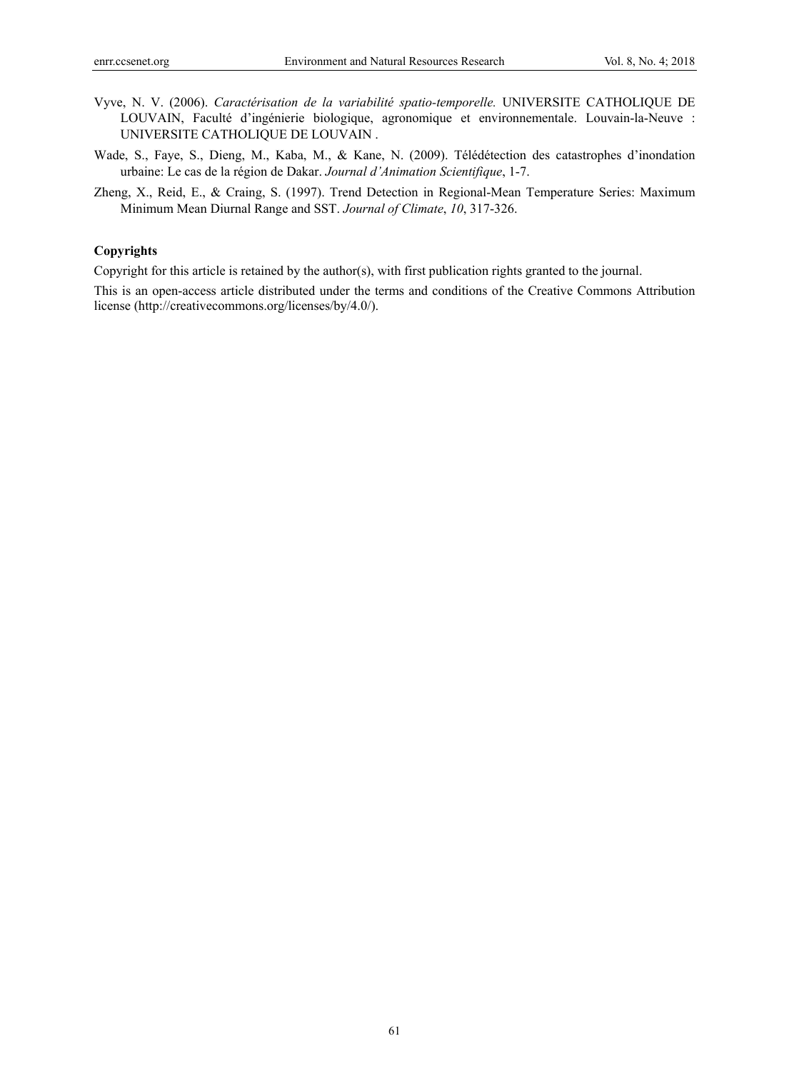Vyve, N. V. (2006). *Caractérisation de la variabilité spatio-temporelle.* UNIVERSITE CATHOLIQUE DE LOUVAIN, Faculté d'ingénierie biologique, agronomique et environnementale. Louvain-la-Neuve : UNIVERSITE CATHOLIQUE DE LOUVAIN .

Wade, S., Faye, S., Dieng, M., Kaba, M., & Kane, N. (2009). Télédétection des catastrophes d'inondation urbaine: Le cas de la région de Dakar. *Journal d'Animation Scientifique*, 1-7.

Zheng, X., Reid, E., & Craing, S. (1997). Trend Detection in Regional-Mean Temperature Series: Maximum Minimum Mean Diurnal Range and SST. *Journal of Climate*, *10*, 317-326.

**Copyrights**

Copyright for this article is retained by the author(s), with first publication rights granted to the journal.

This is an open-access article distributed under the terms and conditions of the Creative Commons Attribution license (http://creativecommons.org/licenses/by/4.0/).